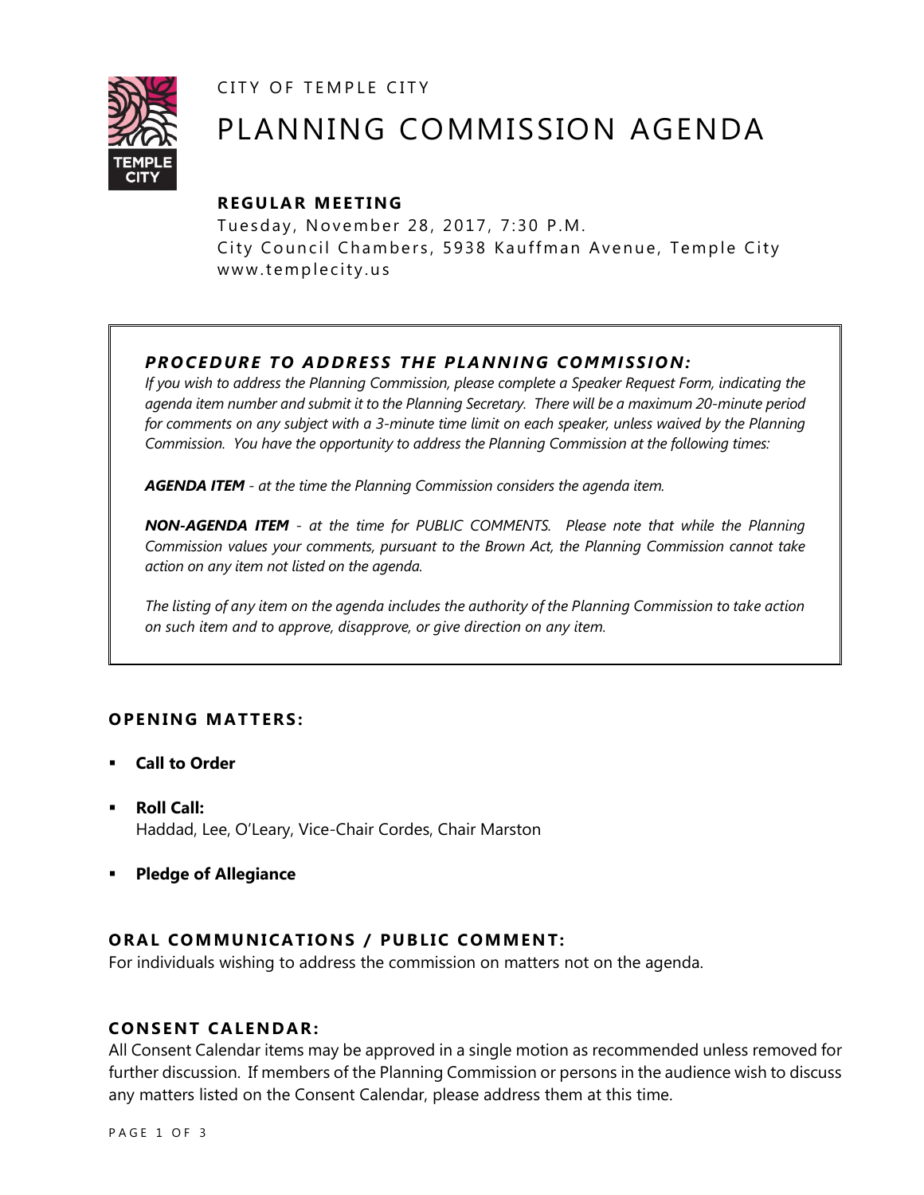CITY OF TEMPLE CITY

# PLANNING COMMISSION AGENDA

## REGULAR MEETING

Tuesday, November 28, 2017, 7:30 P.M.
City Council Chambers, 5938 Kauffman Avenue, Temple City
www.templecity.us

### *PROCEDURE TO ADDRESS THE PLANNING COMMISSION:*

*If you wish to address the Planning Commission, please complete a Speaker Request Form, indicating the agenda item number and submit it to the Planning Secretary. There will be a maximum 20-minute period for comments on any subject with a 3-minute time limit on each speaker, unless waived by the Planning Commission. You have the opportunity to address the Planning Commission at the following times:*

***AGENDA ITEM*** *- at the time the Planning Commission considers the agenda item.*

***NON-AGENDA ITEM*** *- at the time for PUBLIC COMMENTS. Please note that while the Planning Commission values your comments, pursuant to the Brown Act, the Planning Commission cannot take action on any item not listed on the agenda.*

*The listing of any item on the agenda includes the authority of the Planning Commission to take action on such item and to approve, disapprove, or give direction on any item.*

## OPENING MATTERS:

- **Call to Order**
- **Roll Call:**
  Haddad, Lee, O'Leary, Vice-Chair Cordes, Chair Marston
- **Pledge of Allegiance**

## ORAL COMMUNICATIONS / PUBLIC COMMENT:

For individuals wishing to address the commission on matters not on the agenda.

## CONSENT CALENDAR:

All Consent Calendar items may be approved in a single motion as recommended unless removed for further discussion. If members of the Planning Commission or persons in the audience wish to discuss any matters listed on the Consent Calendar, please address them at this time.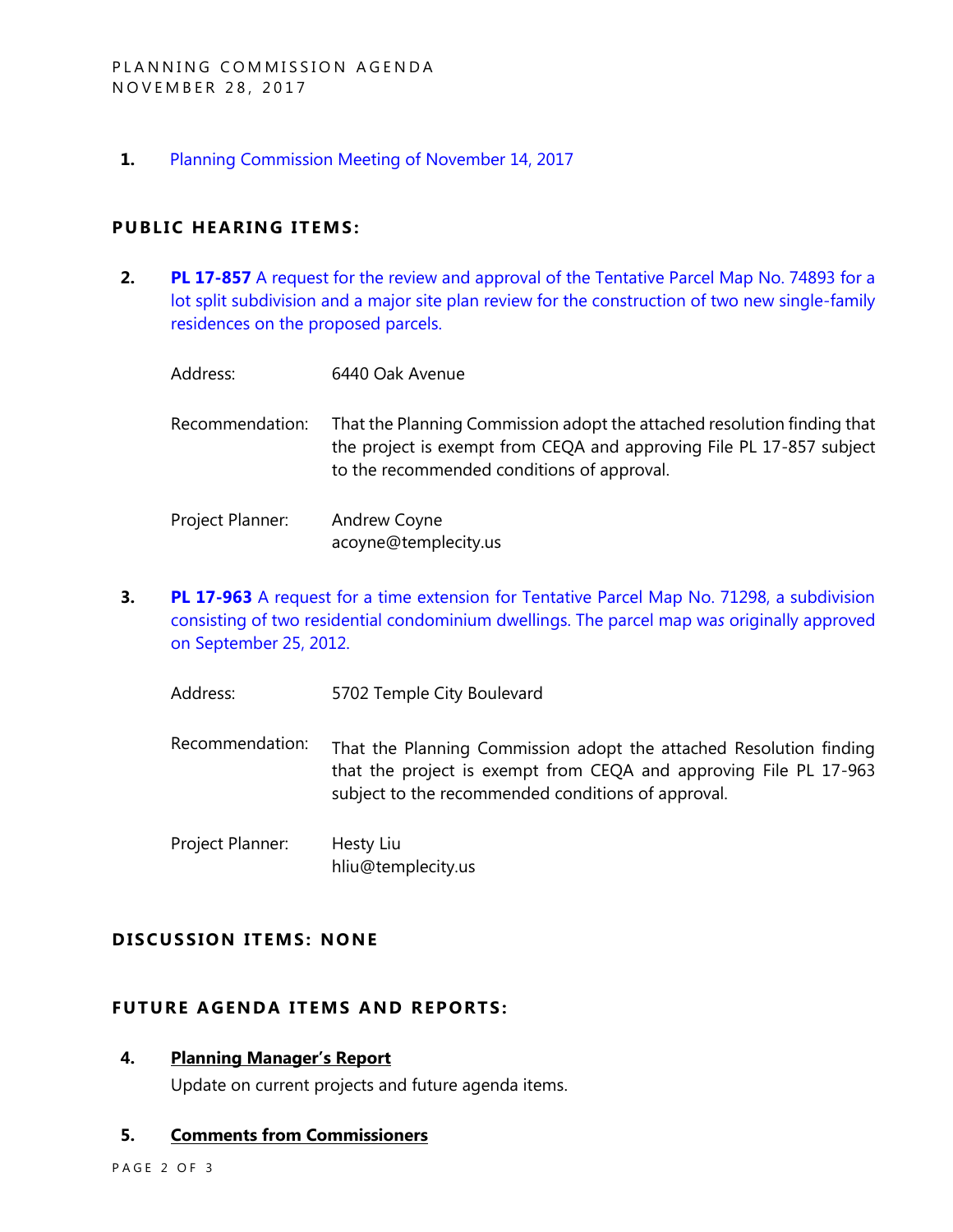**1.** Planning Commission Meeting of November 14, 2017

## PUBLIC HEARING ITEMS:

**2.** **PL 17-857** A request for the review and approval of the Tentative Parcel Map No. 74893 for a lot split subdivision and a major site plan review for the construction of two new single-family residences on the proposed parcels.

Address: 6440 Oak Avenue

Recommendation: That the Planning Commission adopt the attached resolution finding that the project is exempt from CEQA and approving File PL 17-857 subject to the recommended conditions of approval.

Project Planner: Andrew Coyne
acoyne@templecity.us

**3.** **PL 17-963** A request for a time extension for Tentative Parcel Map No. 71298, a subdivision consisting of two residential condominium dwellings. The parcel map was originally approved on September 25, 2012.

Address: 5702 Temple City Boulevard

Recommendation: That the Planning Commission adopt the attached Resolution finding that the project is exempt from CEQA and approving File PL 17-963 subject to the recommended conditions of approval.

Project Planner: Hesty Liu
hliu@templecity.us

## DISCUSSION ITEMS: NONE

## FUTURE AGENDA ITEMS AND REPORTS:

**4.** **Planning Manager's Report**

Update on current projects and future agenda items.

**5.** **Comments from Commissioners**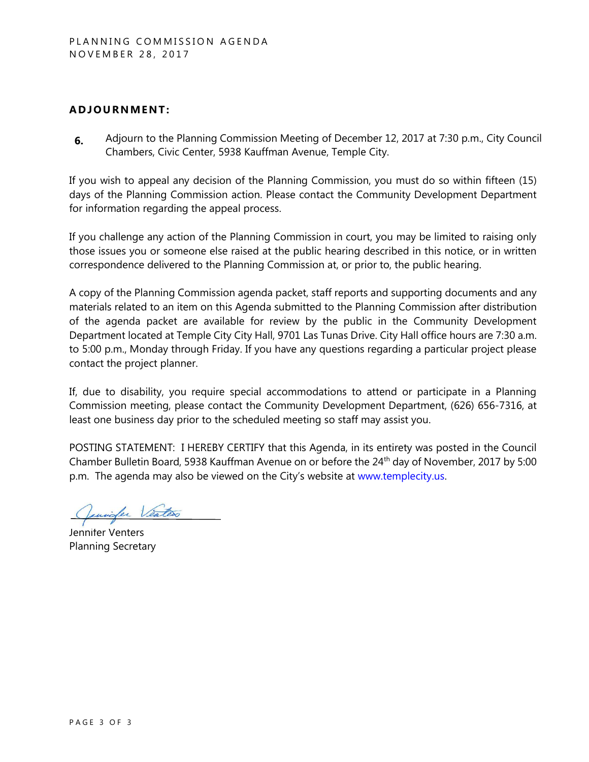## ADJOURNMENT:

**6.** Adjourn to the Planning Commission Meeting of December 12, 2017 at 7:30 p.m., City Council Chambers, Civic Center, 5938 Kauffman Avenue, Temple City.

If you wish to appeal any decision of the Planning Commission, you must do so within fifteen (15) days of the Planning Commission action. Please contact the Community Development Department for information regarding the appeal process.

If you challenge any action of the Planning Commission in court, you may be limited to raising only those issues you or someone else raised at the public hearing described in this notice, or in written correspondence delivered to the Planning Commission at, or prior to, the public hearing.

A copy of the Planning Commission agenda packet, staff reports and supporting documents and any materials related to an item on this Agenda submitted to the Planning Commission after distribution of the agenda packet are available for review by the public in the Community Development Department located at Temple City City Hall, 9701 Las Tunas Drive. City Hall office hours are 7:30 a.m. to 5:00 p.m., Monday through Friday. If you have any questions regarding a particular project please contact the project planner.

If, due to disability, you require special accommodations to attend or participate in a Planning Commission meeting, please contact the Community Development Department, (626) 656-7316, at least one business day prior to the scheduled meeting so staff may assist you.

POSTING STATEMENT: I HEREBY CERTIFY that this Agenda, in its entirety was posted in the Council Chamber Bulletin Board, 5938 Kauffman Avenue on or before the 24th day of November, 2017 by 5:00 p.m. The agenda may also be viewed on the City's website at www.templecity.us.

Jennifer Venters
Planning Secretary